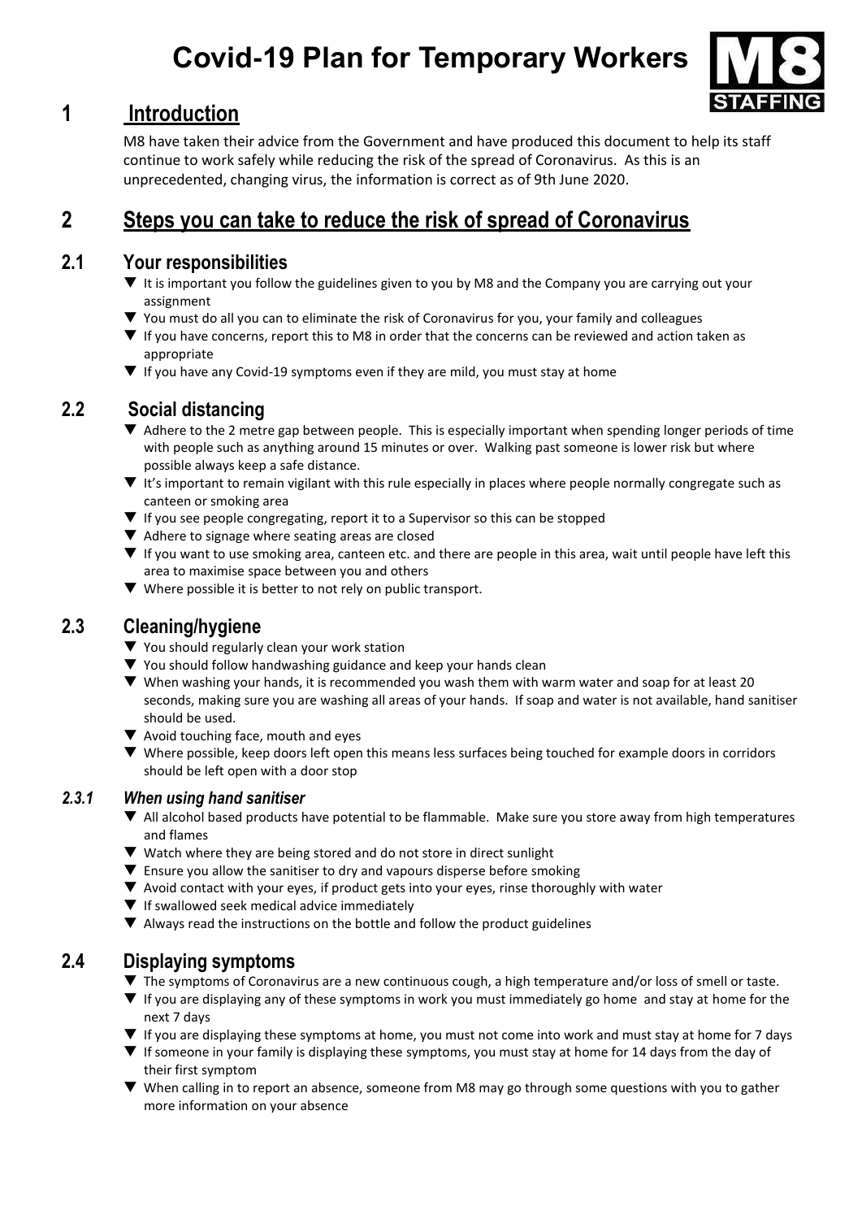# Covid-19 Plan for Temporary Workers

M8 STAFFING

## 1 Introduction

M8 have taken their advice from the Government and have produced this document to help its staff continue to work safely while reducing the risk of the spread of Coronavirus. As this is an unprecedented, changing virus, the information is correct as of 9th June 2020.

## 2 Steps you can take to reduce the risk of spread of Coronavirus

### 2.1 Your responsibilities

- It is important you follow the guidelines given to you by M8 and the Company you are carrying out your assignment
- You must do all you can to eliminate the risk of Coronavirus for you, your family and colleagues
- If you have concerns, report this to M8 in order that the concerns can be reviewed and action taken as appropriate
- If you have any Covid-19 symptoms even if they are mild, you must stay at home

### 2.2 Social distancing

- Adhere to the 2 metre gap between people. This is especially important when spending longer periods of time with people such as anything around 15 minutes or over. Walking past someone is lower risk but where possible always keep a safe distance.
- It's important to remain vigilant with this rule especially in places where people normally congregate such as canteen or smoking area
- If you see people congregating, report it to a Supervisor so this can be stopped
- Adhere to signage where seating areas are closed
- If you want to use smoking area, canteen etc. and there are people in this area, wait until people have left this area to maximise space between you and others
- Where possible it is better to not rely on public transport.

### 2.3 Cleaning/hygiene

- You should regularly clean your work station
- You should follow handwashing guidance and keep your hands clean
- When washing your hands, it is recommended you wash them with warm water and soap for at least 20 seconds, making sure you are washing all areas of your hands. If soap and water is not available, hand sanitiser should be used.
- Avoid touching face, mouth and eyes
- Where possible, keep doors left open this means less surfaces being touched for example doors in corridors should be left open with a door stop

#### *2.3.1 When using hand sanitiser*

- All alcohol based products have potential to be flammable. Make sure you store away from high temperatures and flames
- Watch where they are being stored and do not store in direct sunlight
- Ensure you allow the sanitiser to dry and vapours disperse before smoking
- Avoid contact with your eyes, if product gets into your eyes, rinse thoroughly with water
- If swallowed seek medical advice immediately
- Always read the instructions on the bottle and follow the product guidelines

### 2.4 Displaying symptoms

- The symptoms of Coronavirus are a new continuous cough, a high temperature and/or loss of smell or taste.
- If you are displaying any of these symptoms in work you must immediately go home and stay at home for the next 7 days
- If you are displaying these symptoms at home, you must not come into work and must stay at home for 7 days
- If someone in your family is displaying these symptoms, you must stay at home for 14 days from the day of their first symptom
- When calling in to report an absence, someone from M8 may go through some questions with you to gather more information on your absence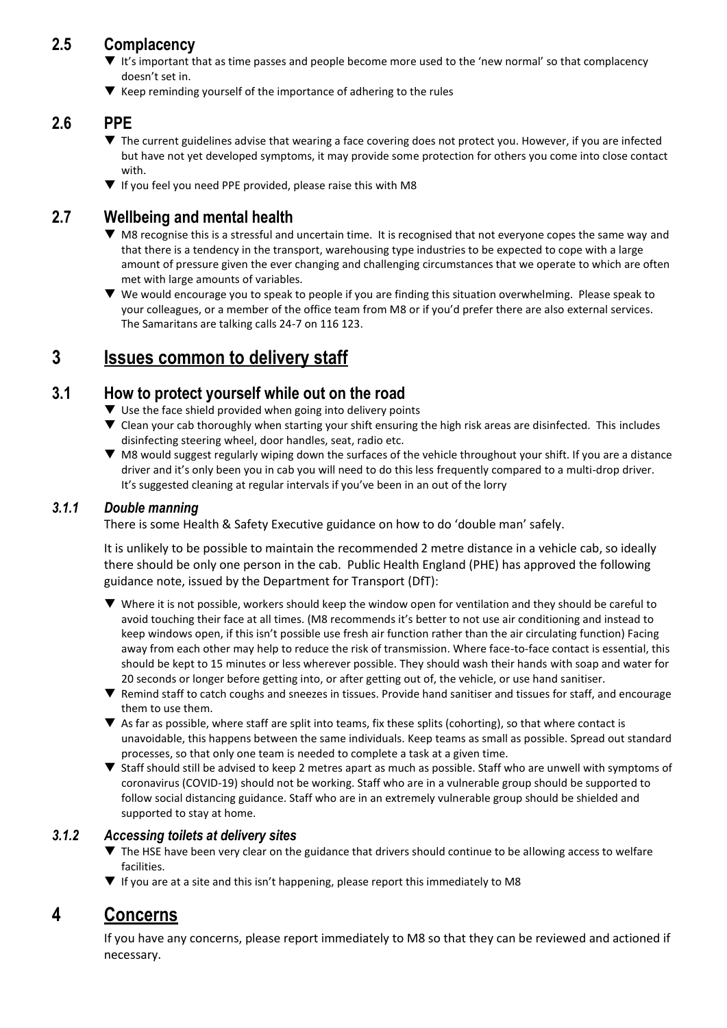## 2.5 Complacency

- ▼ It's important that as time passes and people become more used to the 'new normal' so that complacency doesn't set in.
- ▼ Keep reminding yourself of the importance of adhering to the rules

## 2.6 PPE

- ▼ The current guidelines advise that wearing a face covering does not protect you. However, if you are infected but have not yet developed symptoms, it may provide some protection for others you come into close contact with.
- ▼ If you feel you need PPE provided, please raise this with M8

## 2.7 Wellbeing and mental health

- ▼ M8 recognise this is a stressful and uncertain time. It is recognised that not everyone copes the same way and that there is a tendency in the transport, warehousing type industries to be expected to cope with a large amount of pressure given the ever changing and challenging circumstances that we operate to which are often met with large amounts of variables.
- ▼ We would encourage you to speak to people if you are finding this situation overwhelming. Please speak to your colleagues, or a member of the office team from M8 or if you'd prefer there are also external services. The Samaritans are talking calls 24-7 on 116 123.

# 3 Issues common to delivery staff

## 3.1 How to protect yourself while out on the road

- ▼ Use the face shield provided when going into delivery points
- ▼ Clean your cab thoroughly when starting your shift ensuring the high risk areas are disinfected. This includes disinfecting steering wheel, door handles, seat, radio etc.
- ▼ M8 would suggest regularly wiping down the surfaces of the vehicle throughout your shift. If you are a distance driver and it's only been you in cab you will need to do this less frequently compared to a multi-drop driver. It's suggested cleaning at regular intervals if you've been in an out of the lorry

### *3.1.1 Double manning*

There is some Health & Safety Executive guidance on how to do 'double man' safely.

It is unlikely to be possible to maintain the recommended 2 metre distance in a vehicle cab, so ideally there should be only one person in the cab. Public Health England (PHE) has approved the following guidance note, issued by the Department for Transport (DfT):

- ▼ Where it is not possible, workers should keep the window open for ventilation and they should be careful to avoid touching their face at all times. (M8 recommends it's better to not use air conditioning and instead to keep windows open, if this isn't possible use fresh air function rather than the air circulating function) Facing away from each other may help to reduce the risk of transmission. Where face-to-face contact is essential, this should be kept to 15 minutes or less wherever possible. They should wash their hands with soap and water for 20 seconds or longer before getting into, or after getting out of, the vehicle, or use hand sanitiser.
- ▼ Remind staff to catch coughs and sneezes in tissues. Provide hand sanitiser and tissues for staff, and encourage them to use them.
- ▼ As far as possible, where staff are split into teams, fix these splits (cohorting), so that where contact is unavoidable, this happens between the same individuals. Keep teams as small as possible. Spread out standard processes, so that only one team is needed to complete a task at a given time.
- ▼ Staff should still be advised to keep 2 metres apart as much as possible. Staff who are unwell with symptoms of coronavirus (COVID-19) should not be working. Staff who are in a vulnerable group should be supported to follow social distancing guidance. Staff who are in an extremely vulnerable group should be shielded and supported to stay at home.

### *3.1.2 Accessing toilets at delivery sites*

- ▼ The HSE have been very clear on the guidance that drivers should continue to be allowing access to welfare facilities.
- ▼ If you are at a site and this isn't happening, please report this immediately to M8

# 4 Concerns

If you have any concerns, please report immediately to M8 so that they can be reviewed and actioned if necessary.